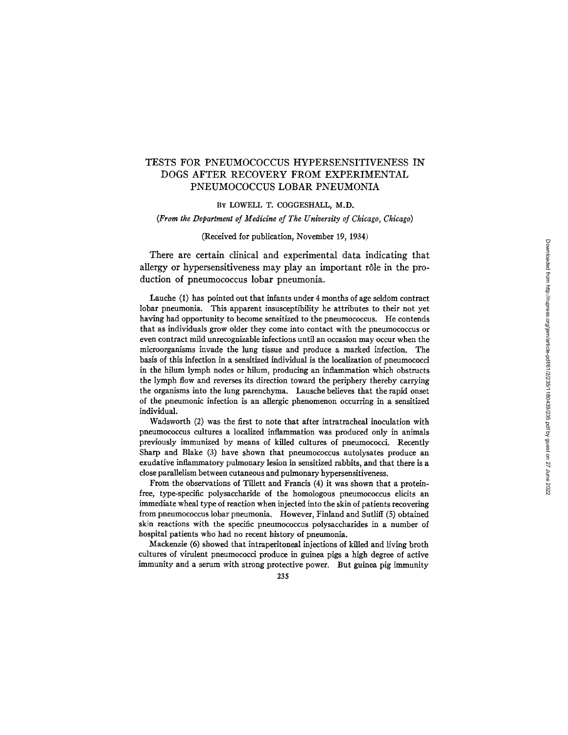# TESTS FOR PNEUMOCOCCUS HYPERSENSITIVENESS IN DOGS AFTER RECOVERY FROM EXPERIMENTAL PNEUMOCOCCUS LOBAR PNEUMONIA

BY LOWELL T. COGGESHALL, M.D.

*(From the Department of Medicine of The University of Chicago, Chicago)*

(Received for publication, November 19, 1934)

There are certain clinical and experimental data indicating that allergy or hypersensitiveness may play an important rôle in the production of pneumococcus lobar pneumonia.

Lauche (1) has pointed out that infants under 4 months of age seldom contract lobar pneumonia. This apparent insusceptibility he attributes to their not yet having had opportunity to become sensitized to the pneumococcus. He contends that as individuals grow older they come into contact with the pneumococcus or even contract mild unrecognizable infections until an occasion may occur when the microorganisms invade the lung tissue and produce a marked infection. The basis of this infection in a sensitized individual is the localization of pneumococci in the hilum lymph nodes or hilum, producing an inflammation which obstructs the lymph flow and reverses its direction toward the periphery thereby carrying the organisms into the lung parenchyma. Lausche believes that the rapid onset of the pneumonic infection is an allergic phenomenon occurring in a sensitized individual.

Wadsworth (2) was the first to note that after intratracheal inoculation with pneumococcus cultures a localized inflammation was produced only in animals previously immunized by means of killed cultures of pneumococci. Recently Sharp and Blake (3) have shown that pneumococcus autolysates produce an exudative inflammatory pulmonary lesion in sensitized rabbits, and that there is a close parallelism between cutaneous and pulmonary hypersensitiveness.

From the observations of Tillett and Francis (4) it was shown that a protein-free, type-specific polysaccharide of the homologous pneumococcus elicits an immediate wheal type of reaction when injected into the skin of patients recovering from pneumococcus lobar pneumonia. However, Finland and Sutliff (5) obtained skin reactions with the specific pneumococcus polysaccharides in a number of hospital patients who had no recent history of pneumonia.

Mackenzie (6) showed that intraperitoneal injections of killed and living broth cultures of virulent pneumococci produce in guinea pigs a high degree of active immunity and a serum with strong protective power. But guinea pig immunity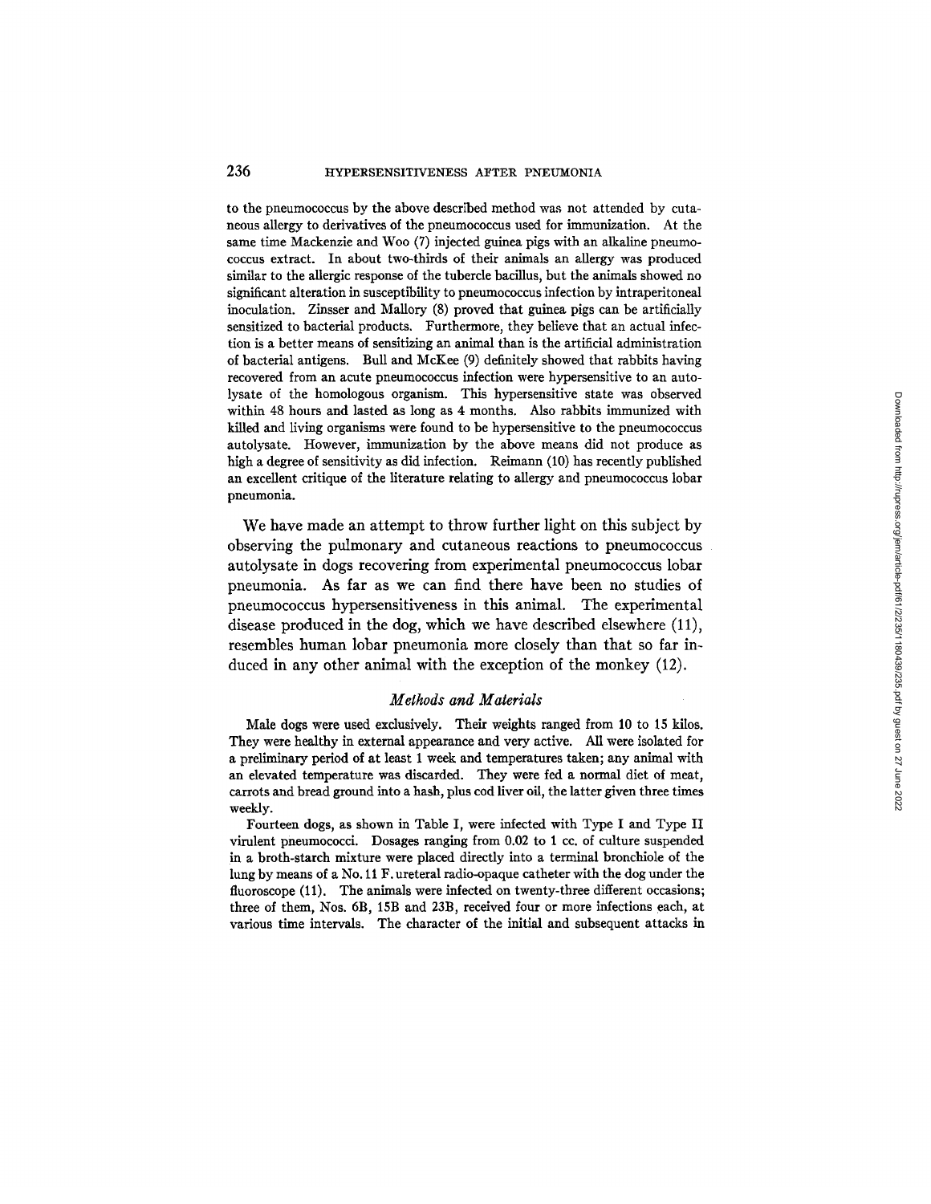to the pneumococcus by the above described method was not attended by cutaneous allergy to derivatives of the pneumococcus used for immunization. At the same time Mackenzie and Woo (7) injected guinea pigs with an alkaline pneumococcus extract. In about two-thirds of their animals an allergy was produced similar to the allergic response of the tubercle bacillus, but the animals showed no significant alteration in susceptibility to pneumococcus infection by intraperitoneal inoculation. Zinsser and Mallory (8) proved that guinea pigs can be artificially sensitized to bacterial products. Furthermore, they believe that an actual infection is a better means of sensitizing an animal than is the artificial administration of bacterial antigens. Bull and McKee (9) definitely showed that rabbits having recovered from an acute pneumococcus infection were hypersensitive to an autolysate of the homologous organism. This hypersensitive state was observed within 48 hours and lasted as long as 4 months. Also rabbits immunized with killed and living organisms were found to be hypersensitive to the pneumococcus autolysate. However, immunization by the above means did not produce as high a degree of sensitivity as did infection. Reimann (10) has recently published an excellent critique of the literature relating to allergy and pneumococcus lobar pneumonia.

We have made an attempt to throw further light on this subject by observing the pulmonary and cutaneous reactions to pneumococcus autolysate in dogs recovering from experimental pneumococcus lobar pneumonia. As far as we can find there have been no studies of pneumococcus hypersensitiveness in this animal. The experimental disease produced in the dog, which we have described elsewhere (11), resembles human lobar pneumonia more closely than that so far induced in any other animal with the exception of the monkey (12).

### *Methods and Materials*

Male dogs were used exclusively. Their weights ranged from 10 to 15 kilos. They were healthy in external appearance and very active. All were isolated for a preliminary period of at least 1 week and temperatures taken; any animal with an elevated temperature was discarded. They were fed a normal diet of meat, carrots and bread ground into a hash, plus cod liver oil, the latter given three times weekly.

Fourteen dogs, as shown in Table I, were infected with Type I and Type II virulent pneumococci. Dosages ranging from 0.02 to 1 cc. of culture suspended in a broth-starch mixture were placed directly into a terminal bronchiole of the lung by means of a No. 11 F. ureteral radio-opaque catheter with the dog under the fluoroscope (11). The animals were infected on twenty-three different occasions; three of them, Nos. 6B, 15B and 23B, received four or more infections each, at various time intervals. The character of the initial and subsequent attacks in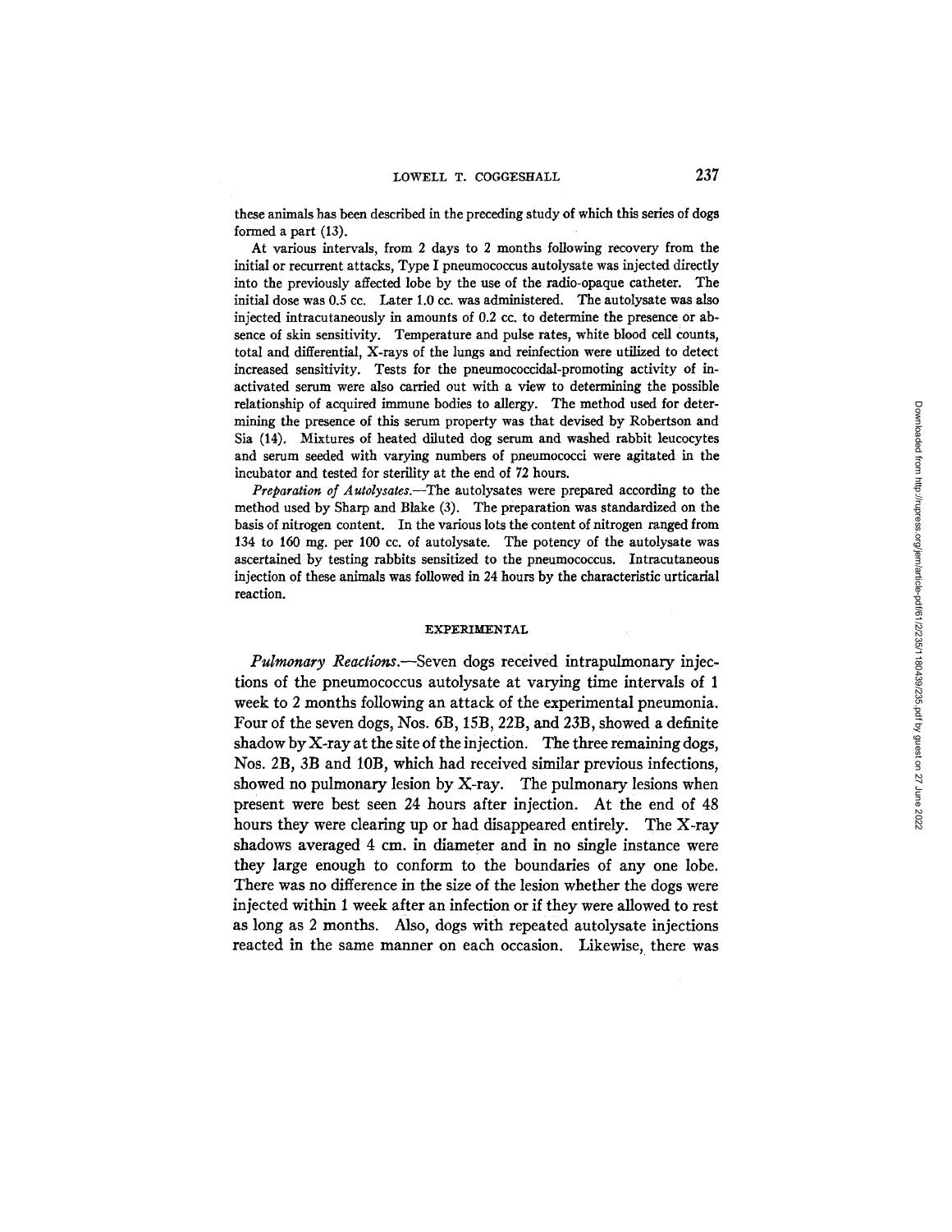these animals has been described in the preceding study of which this series of dogs formed a part (13).

At various intervals, from 2 days to 2 months following recovery from the initial or recurrent attacks, Type I pneumococcus autolysate was injected directly into the previously affected lobe by the use of the radio-opaque catheter. The initial dose was 0.5 cc. Later 1.0 cc. was administered. The autolysate was also injected intracutaneously in amounts of 0.2 cc. to determine the presence or absence of skin sensitivity. Temperature and pulse rates, white blood cell counts, total and differential, X-rays of the lungs and reinfection were utilized to detect increased sensitivity. Tests for the pneumococcidal-promoting activity of inactivated serum were also carried out with a view to determining the possible relationship of acquired immune bodies to allergy. The method used for determining the presence of this serum property was that devised by Robertson and Sia (14). Mixtures of heated diluted dog serum and washed rabbit leucocytes and serum seeded with varying numbers of pneumococci were agitated in the incubator and tested for sterility at the end of 72 hours.

*Preparation of Autolysates.*—The autolysates were prepared according to the method used by Sharp and Blake (3). The preparation was standardized on the basis of nitrogen content. In the various lots the content of nitrogen ranged from 134 to 160 mg. per 100 cc. of autolysate. The potency of the autolysate was ascertained by testing rabbits sensitized to the pneumococcus. Intracutaneous injection of these animals was followed in 24 hours by the characteristic urticarial reaction.

## EXPERIMENTAL

*Pulmonary Reactions.*—Seven dogs received intrapulmonary injections of the pneumococcus autolysate at varying time intervals of 1 week to 2 months following an attack of the experimental pneumonia. Four of the seven dogs, Nos. 6B, 15B, 22B, and 23B, showed a definite shadow by X-ray at the site of the injection. The three remaining dogs, Nos. 2B, 3B and 10B, which had received similar previous infections, showed no pulmonary lesion by X-ray. The pulmonary lesions when present were best seen 24 hours after injection. At the end of 48 hours they were clearing up or had disappeared entirely. The X-ray shadows averaged 4 cm. in diameter and in no single instance were they large enough to conform to the boundaries of any one lobe. There was no difference in the size of the lesion whether the dogs were injected within 1 week after an infection or if they were allowed to rest as long as 2 months. Also, dogs with repeated autolysate injections reacted in the same manner on each occasion. Likewise, there was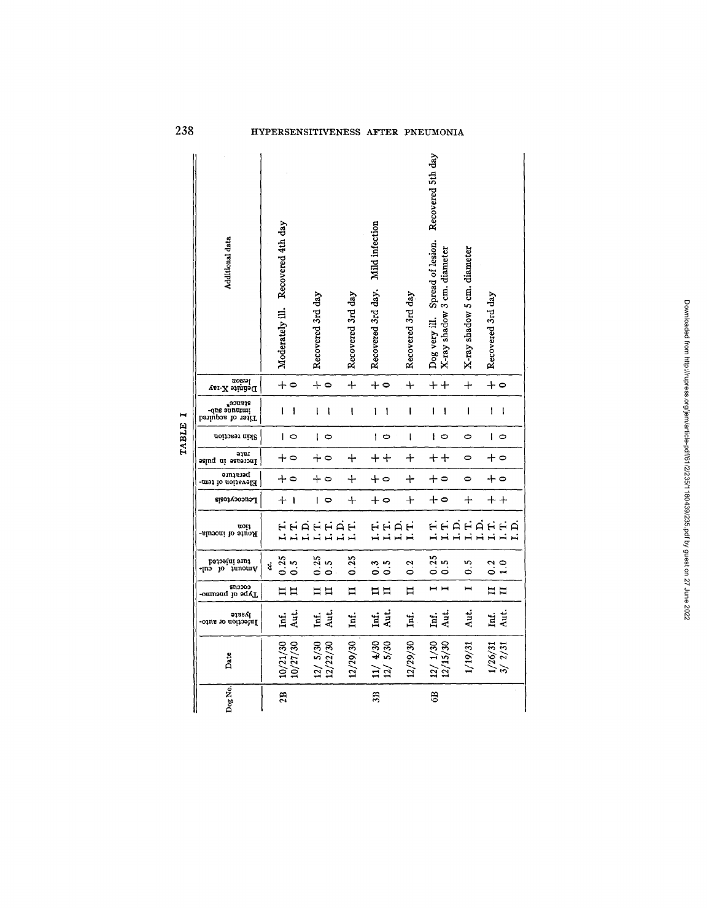TABLE I

| Dog No. | Date | Infection or autolysate | Type of pneumococcus | Amount of culture injected | Route of inoculation | Leucocytosis | Elevation of temperature | Increase in pulse rate | Skin reaction | Titer of acquired immune substance* | Definite X-ray lesion | Additional data |
|---|---|---|---|---|---|---|---|---|---|---|---|---|
| | | | | *cc.* | | | | | | | | |
| 2B | 10/21/30 | Inf. | II | 0.25 | I. T. | + | + | + | − | − | + | Moderately ill. Recovered 4th day |
| | 10/27/30 | Aut. | II | 0.5 | I. T. I. D. | − | 0 | 0 | 0 | − | 0 | |
| | 12/ 5/30 | Inf. | II | 0.25 | I. T. | − | + | + | − | − | + | Recovered 3rd day |
| | 12/22/30 | Aut. | II | 0.5 | I. T. I. D. | 0 | 0 | 0 | 0 | − | 0 | |
| | 12/29/30 | Inf. | II | 0.25 | I. T. | + | + | + | | − | + | Recovered 3rd day |
| 3B | 11/ 4/30 | Inf. | II | 0.3 | I. T. | + | + | + | − | − | + | Recovered 3rd day. Mild infection |
| | 12/ 5/30 | Aut. | II | 0.5 | I. T. I. D. | 0 | 0 | + | 0 | − | 0 | |
| | 12/29/30 | Inf. | II | 0.2 | I. T. | + | + | + | − | − | + | Recovered 3rd day |
| 6B | 12/ 1/30 | Inf. | I | 0.25 | I. T. | + | + | + | − | − | + | Dog very ill. Spread of lesion. Recovered 5th day |
| | 12/15/30 | Aut. | I | 0.5 | I. T. I. D. | 0 | 0 | + | 0 | − | + | X-ray shadow 3 cm. diameter |
| | 1/19/31 | Aut. | I | 0.5 | I. T. I. D. | + | 0 | 0 | 0 | − | + | X-ray shadow 5 cm. diameter |
| | 1/26/31 | Inf. | II | 0.2 | I. T. | + | + | + | − | − | + | Recovered 3rd day |
| | 3/ 2/31 | Aut. | II | 1.0 | I. T. I. D. | + | 0 | 0 | 0 | − | 0 | |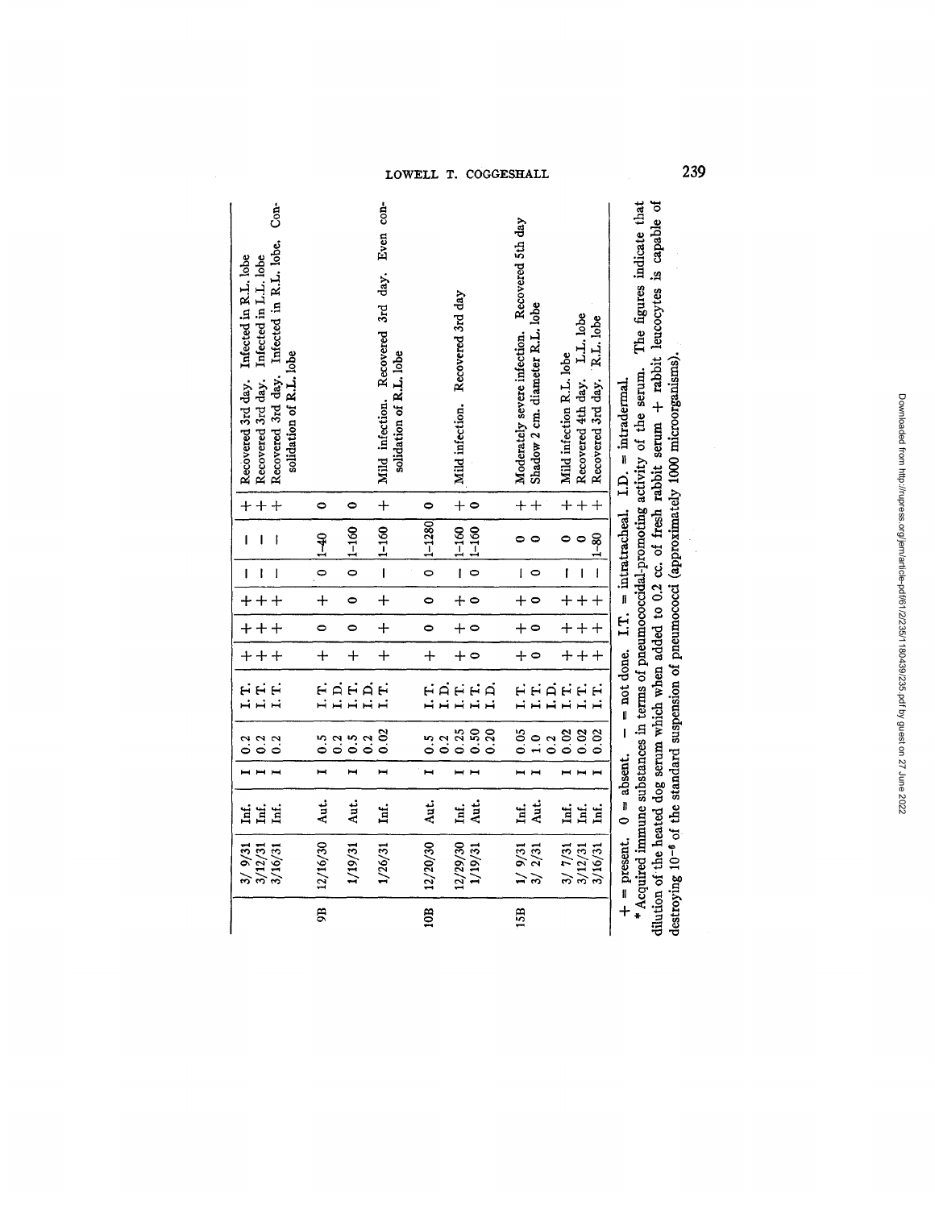| | | | | | | | | | | | | |
|---|---|---|---|---|---|---|---|---|---|---|---|---|
| | 3/ 9/31 | Inf. | I | 0.2 | I.T. | + | + | + | – | – | + | Recovered 3rd day. Infected in R.L. lobe |
| | 3/12/31 | Inf. | I | 0.2 | I.T. | + | + | + | – | – | + | Recovered 3rd day. Infected in L.L. lobe |
| | 3/16/31 | Inf. | I | 0.2 | I.T. | + | + | + | – | – | + | Recovered 3rd day. Infected in R.L. lobe. Consolidation of R.L. lobe |
| 9B | 12/16/30 | Aut. | I | 0.5 | I.T. | + | 0 | + | 0 | 1–40 | 0 | |
| | | | | 0.2 | I.D. | | | | | | | |
| | 1/19/31 | Aut. | I | 0.5 | I.T. | + | 0 | 0 | 0 | 1–160 | 0 | |
| | | | | 0.2 | I.D. | | | | | | | |
| | 1/26/31 | Inf. | I | 0.02 | I.T. | + | + | + | – | 1–160 | + | Mild infection. Recovered 3rd day. Even consolidation of R.L. lobe |
| 10B | 12/20/30 | Aut. | I | 0.5 | I.T. | + | 0 | 0 | 0 | 1–1280 | 0 | |
| | | | | 0.2 | I.D. | | | | | | | |
| | 12/29/30 | Inf. | I | 0.25 | I.T. | + | + | + | – | 1–160 | + | Mild infection. Recovered 3rd day |
| | 1/19/31 | Aut. | I | 0.50 | I.T. | 0 | 0 | 0 | 0 | 1–160 | 0 | |
| | | | | 0.20 | I.D. | | | | | | | |
| 15B | 1/ 9/31 | Inf. | I | 0.05 | I.T. | + | + | + | – | 0 | + | Moderately severe infection. Recovered 5th day |
| | 3/ 2/31 | Aut. | I | 1.0 | I.T. | 0 | 0 | 0 | 0 | 0 | + | Shadow 2 cm. diameter R.L. lobe |
| | | | | 0.2 | I.D. | | | | | | | |
| | 3/ 7/31 | Inf. | I | 0.02 | I.T. | + | + | + | – | 0 | + | Mild infection R.L. lobe |
| | 3/12/31 | Inf. | I | 0.02 | I.T. | + | + | + | – | 0 | + | Recovered 4th day. L.L. lobe |
| | 3/16/31 | Inf. | I | 0.02 | I.T. | + | + | + | – | 1–80 | + | Recovered 3rd day. R.L. lobe |

+ = present. 0 = absent. – = not done. I.T. = intratracheal. I.D. = intradermal.

\* Acquired immune substances in terms of pneumococcidal-promoting activity of the serum. The figures indicate that dilution of the heated dog serum which when added to 0.2 cc. of fresh rabbit serum + rabbit leucocytes is capable of destroying $10^{-6}$ of the standard suspension of pneumococci (approximately 1000 microorganisms).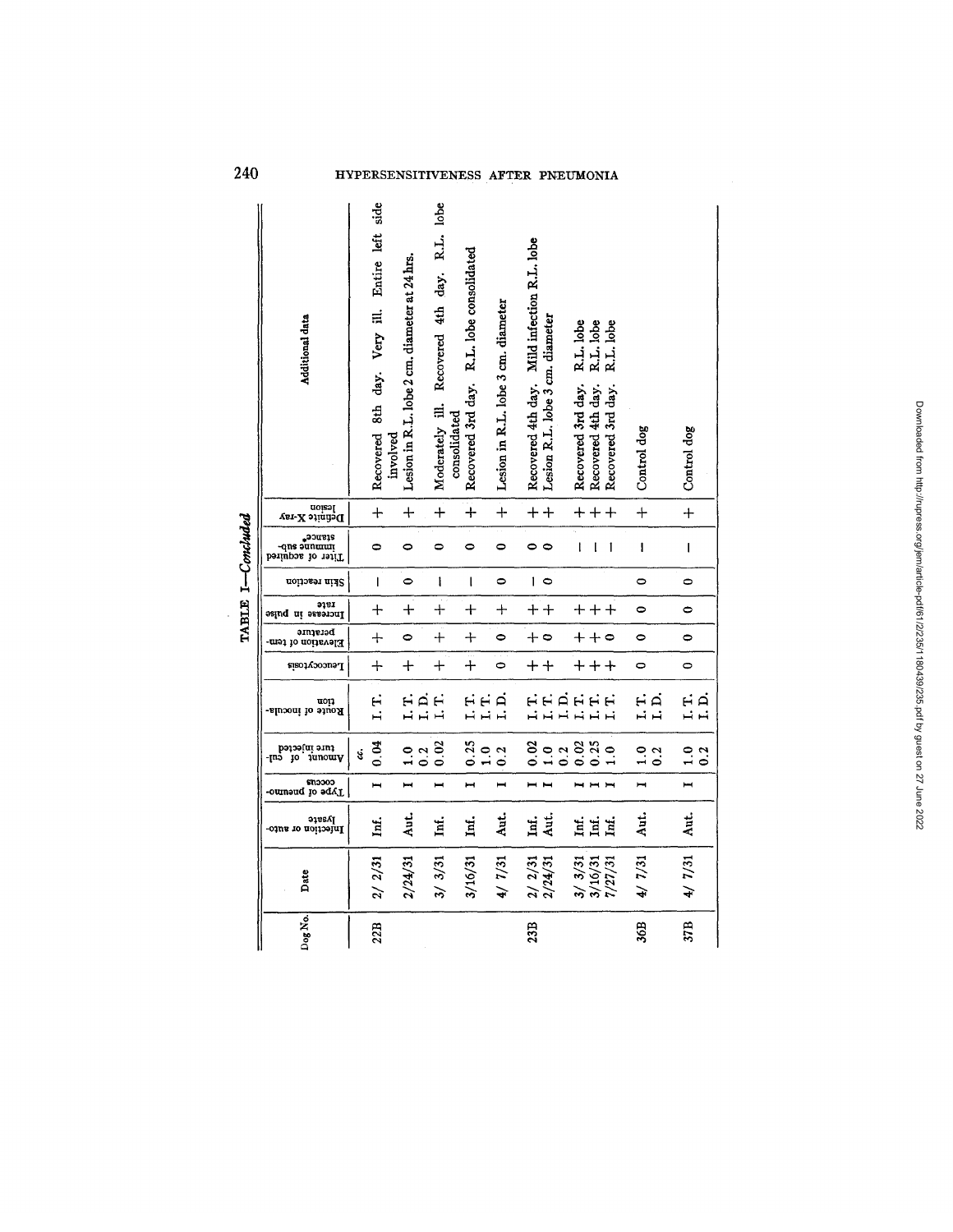TABLE I—*Concluded*

| Dog No. | Date | Infection or autolysate | Type of pneumococcus | Amount of culture injected | Route of inoculation | Leucocytosis | Elevation of temperature | Increase in pulse rate | Skin reaction | Titer of acquired immune substance* | Definite X-ray lesion | Additional data |
|---|---|---|---|---|---|---|---|---|---|---|---|---|
| 22B | 2/ 2/31 | Inf. | I | cc. 0.04 | I. T. | + | + | + | – | 0 | + | Recovered 8th day. Very ill. Entire left side involved |
| | 2/24/31 | Aut. | I | 1.0<br>0.2 | I. T.<br>I. D. | + | 0 | + | 0 | 0 | + | Lesion in R.L. lobe 2 cm. diameter at 24 hrs. |
| | 3/ 3/31 | Inf. | I | 0.02 | I. T. | + | + | + | – | 0 | + | Moderately ill. Recovered 4th day. R.L. lobe consolidated |
| | 3/16/31 | Inf. | I | 0.25 | I. T. | + | + | + | – | 0 | + | Recovered 3rd day. R.L. lobe consolidated |
| | 4/ 7/31 | Aut. | I | 1.0<br>0.2 | I. T.<br>I. D. | 0 | 0 | + | 0 | 0 | + | Lesion in R.L. lobe 3 cm. diameter |
| 23B | 2/ 2/31 | Inf. | I | 0.02 | I. T. | + | + | + | – | 0 | + | Recovered 4th day. Mild infection R.L. lobe |
| | 2/24/31 | Aut. | I | 1.0<br>0.2 | I. T.<br>I. D. | + | 0 | + | 0 | 0 | + | Lesion R.L. lobe 3 cm. diameter |
| | 3/ 3/31 | Inf. | I | 0.02 | I. T. | + | + | + | | – | + | Recovered 3rd day. R.L. lobe |
| | 3/16/31 | Inf. | I | 0.25 | I. T. | + | + | + | | – | + | Recovered 4th day. R.L. lobe |
| | 7/27/31 | Inf. | I | 1.0 | I. T. | + | 0 | + | | – | + | Recovered 3rd day. R.L. lobe |
| 36B | 4/ 7/31 | Aut. | I | 1.0<br>0.2 | I. T.<br>I. D. | 0 | 0 | 0 | 0 | – | + | Control dog |
| 37B | 4/ 7/31 | Aut. | I | 1.0<br>0.2 | I. T.<br>I. D. | 0 | 0 | 0 | 0 | – | + | Control dog |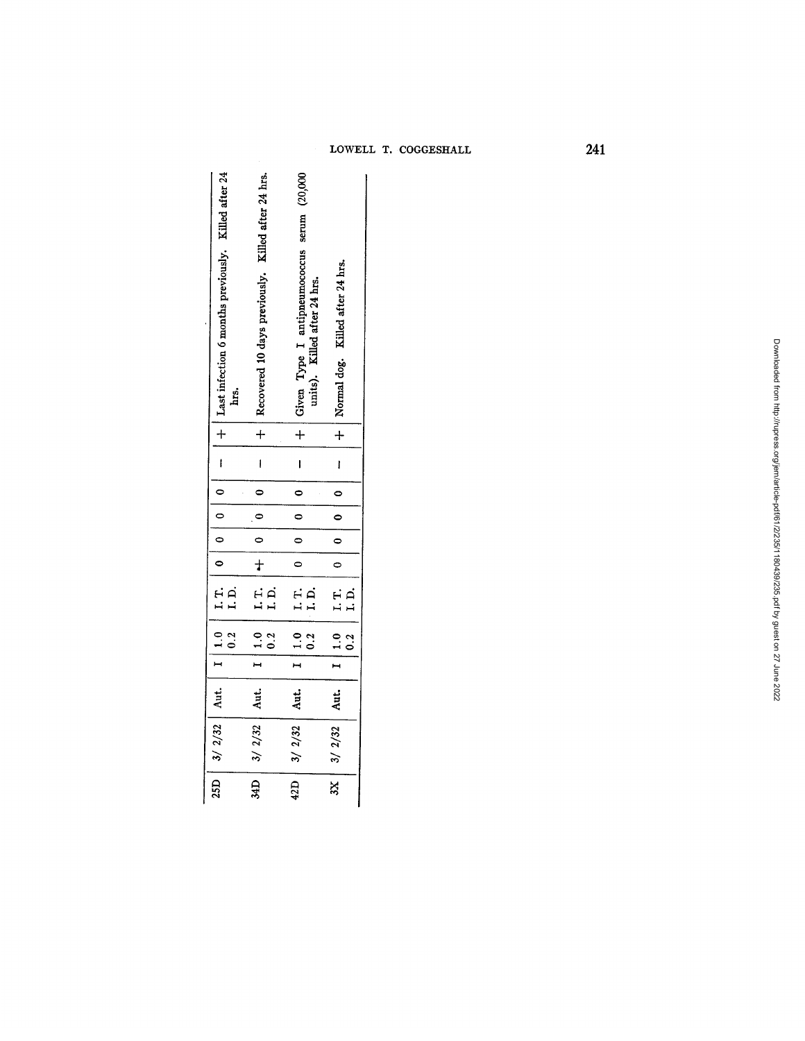| 25D | 3/ 2/32 | Aut. | I | 1.0<br>0.2 | I. T.<br>I. D. | 0 | 0 | 0 | 0 | – | + | Last infection 6 months previously. Killed after 24 hrs. |
|---|---|---|---|---|---|---|---|---|---|---|---|---|
| 34D | 3/ 2/32 | Aut. | I | 1.0<br>0.2 | I. T.<br>I. D. | + | 0 | 0 | 0 | – | + | Recovered 10 days previously. Killed after 24 hrs. |
| 42D | 3/ 2/32 | Aut. | I | 1.0<br>0.2 | I. T.<br>I. D. | 0 | 0 | 0 | 0 | – | + | Given Type I antipneumococcus serum (20,000 units). Killed after 24 hrs. |
| 3X | 3/ 2/32 | Aut. | I | 1.0<br>0.2 | I. T.<br>I. D. | 0 | 0 | 0 | 0 | – | + | Normal dog. Killed after 24 hrs. |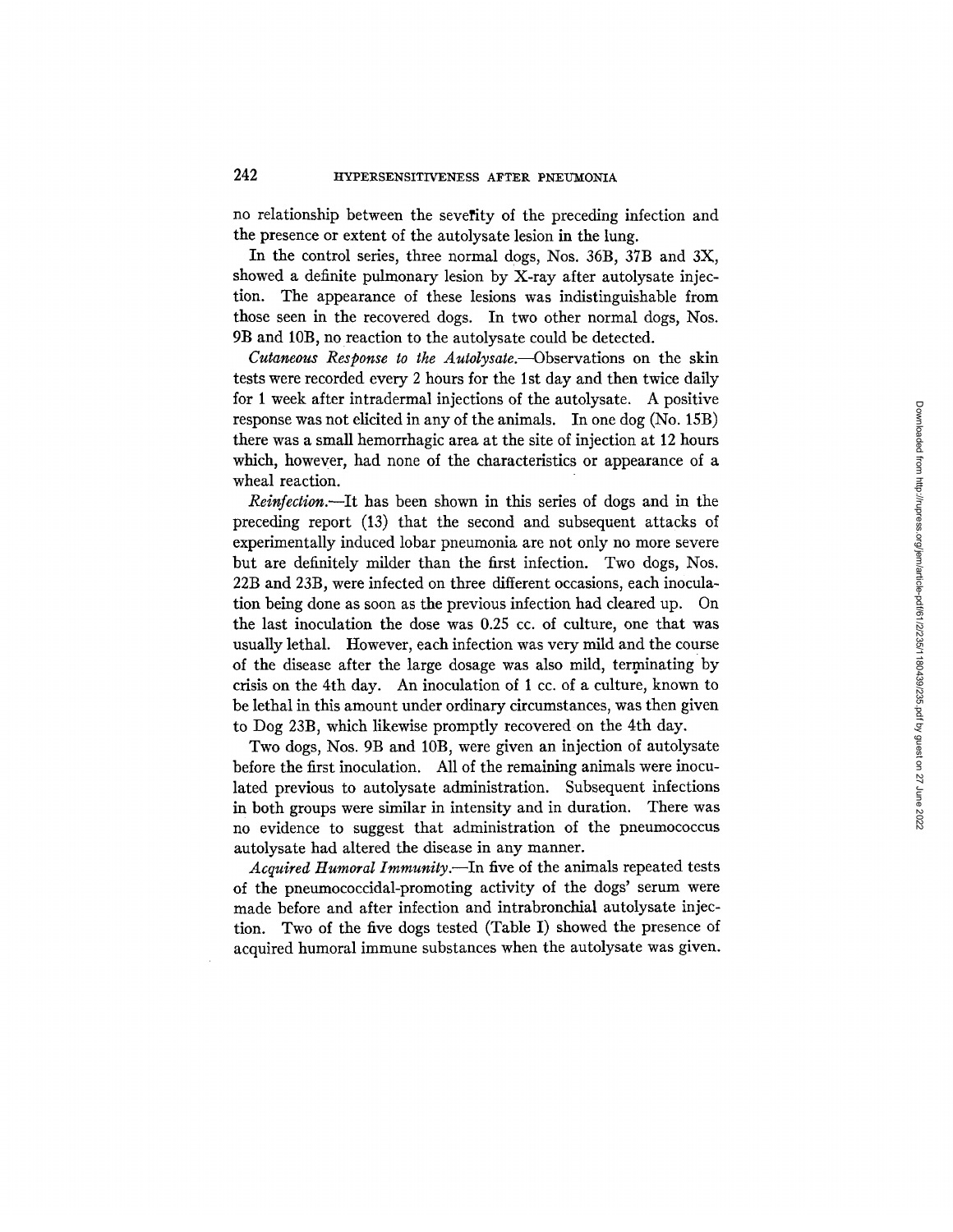no relationship between the severity of the preceding infection and the presence or extent of the autolysate lesion in the lung.

In the control series, three normal dogs, Nos. 36B, 37B and 3X, showed a definite pulmonary lesion by X-ray after autolysate injection. The appearance of these lesions was indistinguishable from those seen in the recovered dogs. In two other normal dogs, Nos. 9B and 10B, no reaction to the autolysate could be detected.

*Cutaneous Response to the Autolysate.*—Observations on the skin tests were recorded every 2 hours for the 1st day and then twice daily for 1 week after intradermal injections of the autolysate. A positive response was not elicited in any of the animals. In one dog (No. 15B) there was a small hemorrhagic area at the site of injection at 12 hours which, however, had none of the characteristics or appearance of a wheal reaction.

*Reinfection.*—It has been shown in this series of dogs and in the preceding report (13) that the second and subsequent attacks of experimentally induced lobar pneumonia are not only no more severe but are definitely milder than the first infection. Two dogs, Nos. 22B and 23B, were infected on three different occasions, each inoculation being done as soon as the previous infection had cleared up. On the last inoculation the dose was 0.25 cc. of culture, one that was usually lethal. However, each infection was very mild and the course of the disease after the large dosage was also mild, terminating by crisis on the 4th day. An inoculation of 1 cc. of a culture, known to be lethal in this amount under ordinary circumstances, was then given to Dog 23B, which likewise promptly recovered on the 4th day.

Two dogs, Nos. 9B and 10B, were given an injection of autolysate before the first inoculation. All of the remaining animals were inoculated previous to autolysate administration. Subsequent infections in both groups were similar in intensity and in duration. There was no evidence to suggest that administration of the pneumococcus autolysate had altered the disease in any manner.

*Acquired Humoral Immunity.*—In five of the animals repeated tests of the pneumococcidal-promoting activity of the dogs' serum were made before and after infection and intrabronchial autolysate injection. Two of the five dogs tested (Table I) showed the presence of acquired humoral immune substances when the autolysate was given.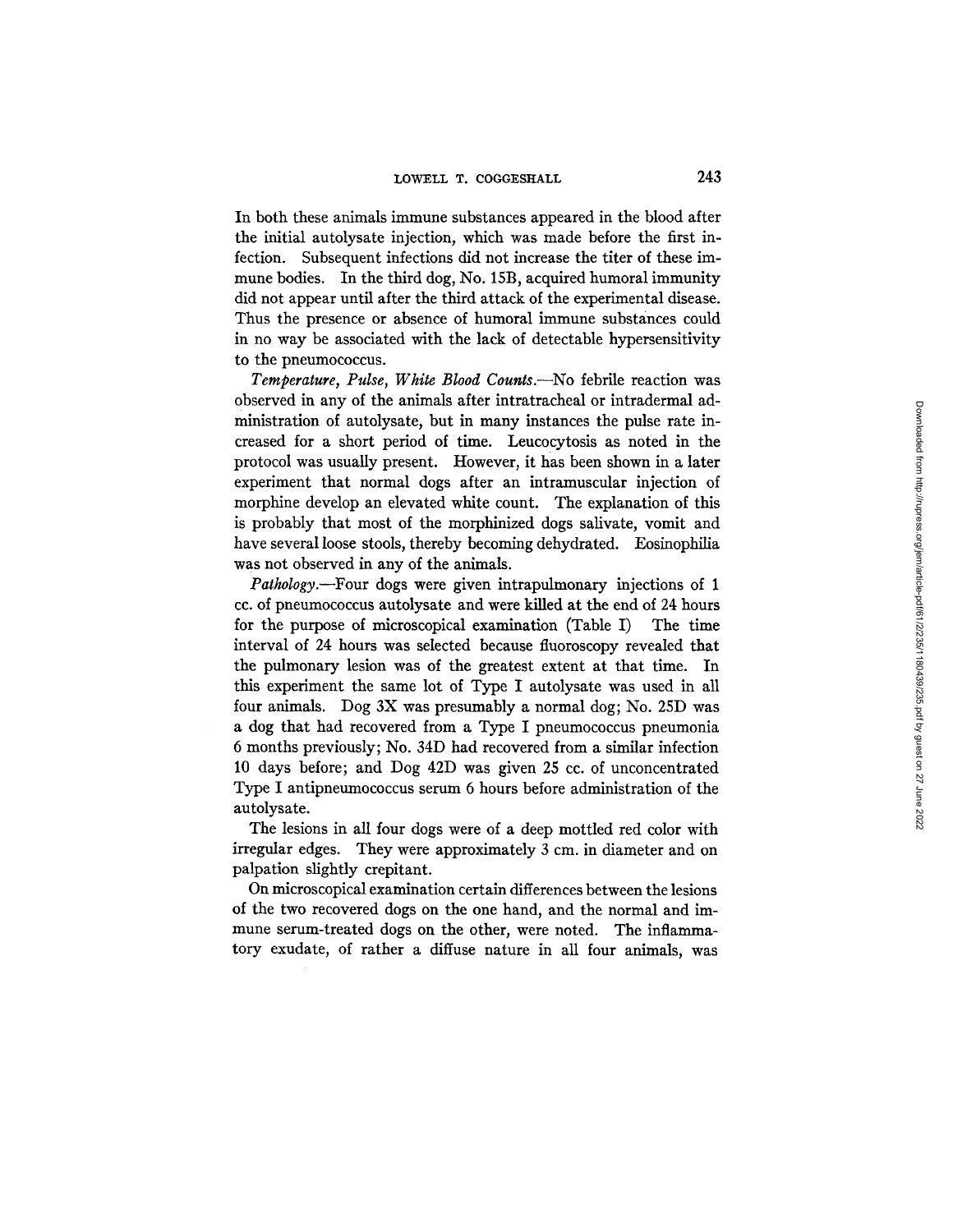In both these animals immune substances appeared in the blood after the initial autolysate injection, which was made before the first infection. Subsequent infections did not increase the titer of these immune bodies. In the third dog, No. 15B, acquired humoral immunity did not appear until after the third attack of the experimental disease. Thus the presence or absence of humoral immune substances could in no way be associated with the lack of detectable hypersensitivity to the pneumococcus.

*Temperature, Pulse, White Blood Counts.*—No febrile reaction was observed in any of the animals after intratracheal or intradermal administration of autolysate, but in many instances the pulse rate increased for a short period of time. Leucocytosis as noted in the protocol was usually present. However, it has been shown in a later experiment that normal dogs after an intramuscular injection of morphine develop an elevated white count. The explanation of this is probably that most of the morphinized dogs salivate, vomit and have several loose stools, thereby becoming dehydrated. Eosinophilia was not observed in any of the animals.

*Pathology.*—Four dogs were given intrapulmonary injections of 1 cc. of pneumococcus autolysate and were killed at the end of 24 hours for the purpose of microscopical examination (Table I) The time interval of 24 hours was selected because fluoroscopy revealed that the pulmonary lesion was of the greatest extent at that time. In this experiment the same lot of Type I autolysate was used in all four animals. Dog 3X was presumably a normal dog; No. 25D was a dog that had recovered from a Type I pneumococcus pneumonia 6 months previously; No. 34D had recovered from a similar infection 10 days before; and Dog 42D was given 25 cc. of unconcentrated Type I antipneumococcus serum 6 hours before administration of the autolysate.

The lesions in all four dogs were of a deep mottled red color with irregular edges. They were approximately 3 cm. in diameter and on palpation slightly crepitant.

On microscopical examination certain differences between the lesions of the two recovered dogs on the one hand, and the normal and immune serum-treated dogs on the other, were noted. The inflammatory exudate, of rather a diffuse nature in all four animals, was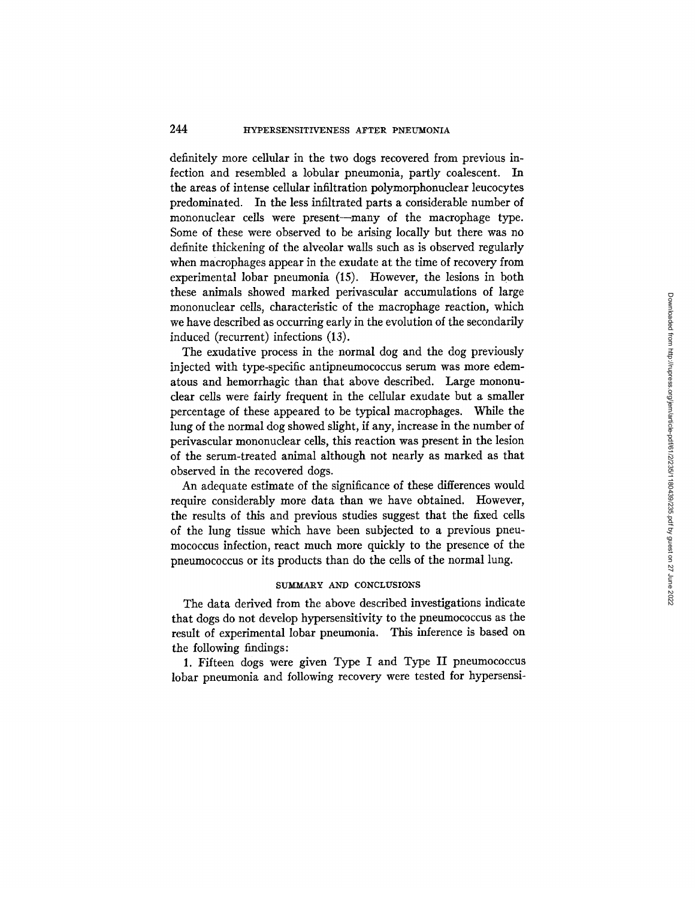definitely more cellular in the two dogs recovered from previous infection and resembled a lobular pneumonia, partly coalescent. In the areas of intense cellular infiltration polymorphonuclear leucocytes predominated. In the less infiltrated parts a considerable number of mononuclear cells were present—many of the macrophage type. Some of these were observed to be arising locally but there was no definite thickening of the alveolar walls such as is observed regularly when macrophages appear in the exudate at the time of recovery from experimental lobar pneumonia (15). However, the lesions in both these animals showed marked perivascular accumulations of large mononuclear cells, characteristic of the macrophage reaction, which we have described as occurring early in the evolution of the secondarily induced (recurrent) infections (13).

The exudative process in the normal dog and the dog previously injected with type-specific antipneumococcus serum was more edematous and hemorrhagic than that above described. Large mononuclear cells were fairly frequent in the cellular exudate but a smaller percentage of these appeared to be typical macrophages. While the lung of the normal dog showed slight, if any, increase in the number of perivascular mononuclear cells, this reaction was present in the lesion of the serum-treated animal although not nearly as marked as that observed in the recovered dogs.

An adequate estimate of the significance of these differences would require considerably more data than we have obtained. However, the results of this and previous studies suggest that the fixed cells of the lung tissue which have been subjected to a previous pneumococcus infection, react much more quickly to the presence of the pneumococcus or its products than do the cells of the normal lung.

## SUMMARY AND CONCLUSIONS

The data derived from the above described investigations indicate that dogs do not develop hypersensitivity to the pneumococcus as the result of experimental lobar pneumonia. This inference is based on the following findings:

1. Fifteen dogs were given Type I and Type II pneumococcus lobar pneumonia and following recovery were tested for hypersensi-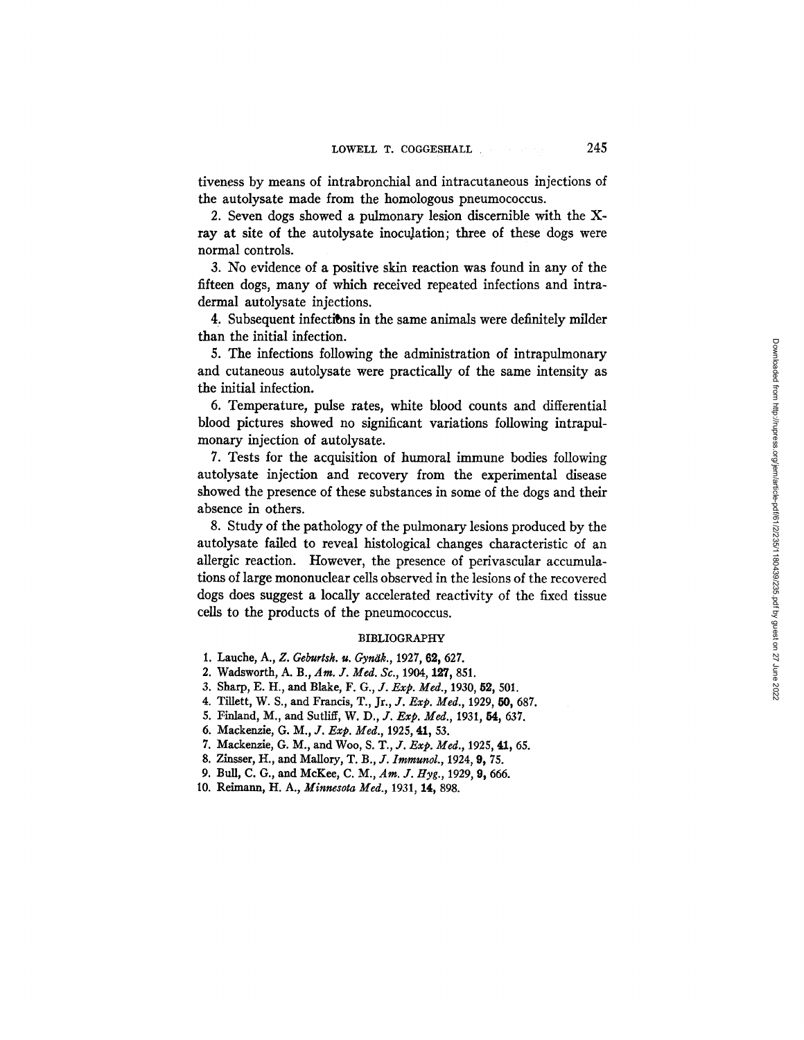tiveness by means of intrabronchial and intracutaneous injections of the autolysate made from the homologous pneumococcus.

2. Seven dogs showed a pulmonary lesion discernible with the X-ray at site of the autolysate inoculation; three of these dogs were normal controls.

3. No evidence of a positive skin reaction was found in any of the fifteen dogs, many of which received repeated infections and intradermal autolysate injections.

4. Subsequent infections in the same animals were definitely milder than the initial infection.

5. The infections following the administration of intrapulmonary and cutaneous autolysate were practically of the same intensity as the initial infection.

6. Temperature, pulse rates, white blood counts and differential blood pictures showed no significant variations following intrapulmonary injection of autolysate.

7. Tests for the acquisition of humoral immune bodies following autolysate injection and recovery from the experimental disease showed the presence of these substances in some of the dogs and their absence in others.

8. Study of the pathology of the pulmonary lesions produced by the autolysate failed to reveal histological changes characteristic of an allergic reaction. However, the presence of perivascular accumulations of large mononuclear cells observed in the lesions of the recovered dogs does suggest a locally accelerated reactivity of the fixed tissue cells to the products of the pneumococcus.

## BIBLIOGRAPHY

1. Lauche, A., *Z. Geburtsh. u. Gynäk.*, 1927, **62**, 627.
2. Wadsworth, A. B., *Am. J. Med. Sc.*, 1904, **127**, 851.
3. Sharp, E. H., and Blake, F. G., *J. Exp. Med.*, 1930, **52**, 501.
4. Tillett, W. S., and Francis, T., Jr., *J. Exp. Med.*, 1929, **50**, 687.
5. Finland, M., and Sutliff, W. D., *J. Exp. Med.*, 1931, **54**, 637.
6. Mackenzie, G. M., *J. Exp. Med.*, 1925, **41**, 53.
7. Mackenzie, G. M., and Woo, S. T., *J. Exp. Med.*, 1925, **41**, 65.
8. Zinsser, H., and Mallory, T. B., *J. Immunol.*, 1924, **9**, 75.
9. Bull, C. G., and McKee, C. M., *Am. J. Hyg.*, 1929, **9**, 666.
10. Reimann, H. A., *Minnesota Med.*, 1931, **14**, 898.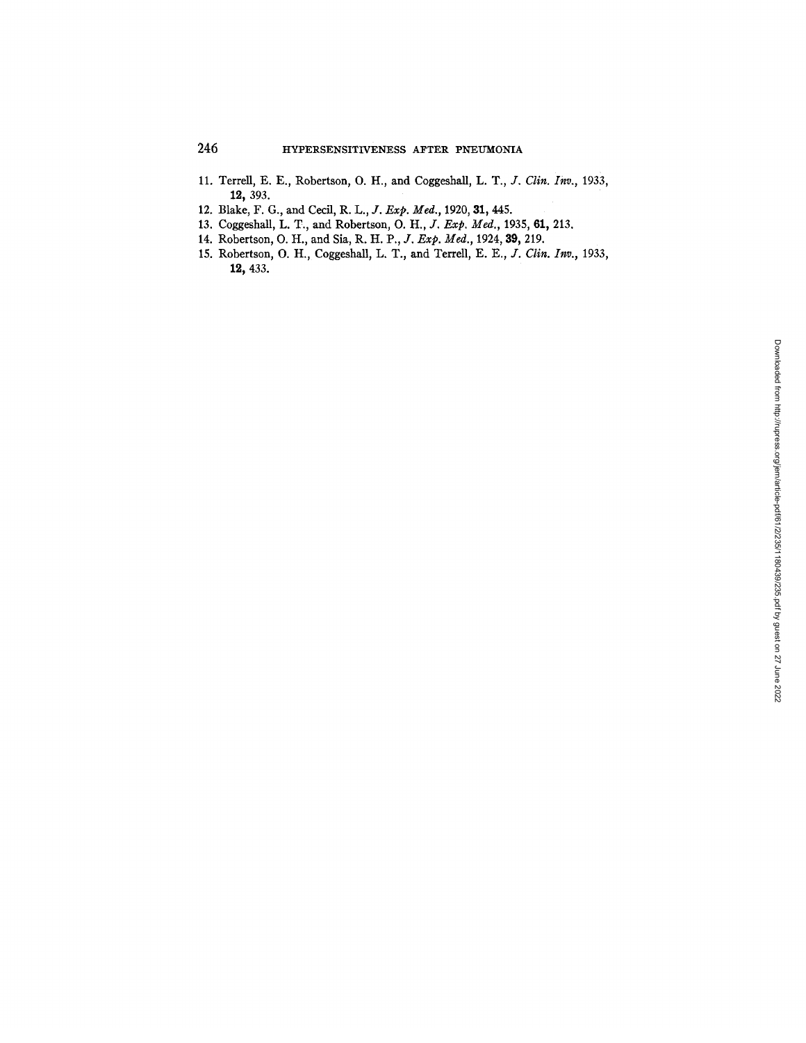11. Terrell, E. E., Robertson, O. H., and Coggeshall, L. T., *J. Clin. Inv.*, 1933, **12,** 393.
12. Blake, F. G., and Cecil, R. L., *J. Exp. Med.*, 1920, **31,** 445.
13. Coggeshall, L. T., and Robertson, O. H., *J. Exp. Med.*, 1935, **61,** 213.
14. Robertson, O. H., and Sia, R. H. P., *J. Exp. Med.*, 1924, **39,** 219.
15. Robertson, O. H., Coggeshall, L. T., and Terrell, E. E., *J. Clin. Inv.*, 1933, **12,** 433.